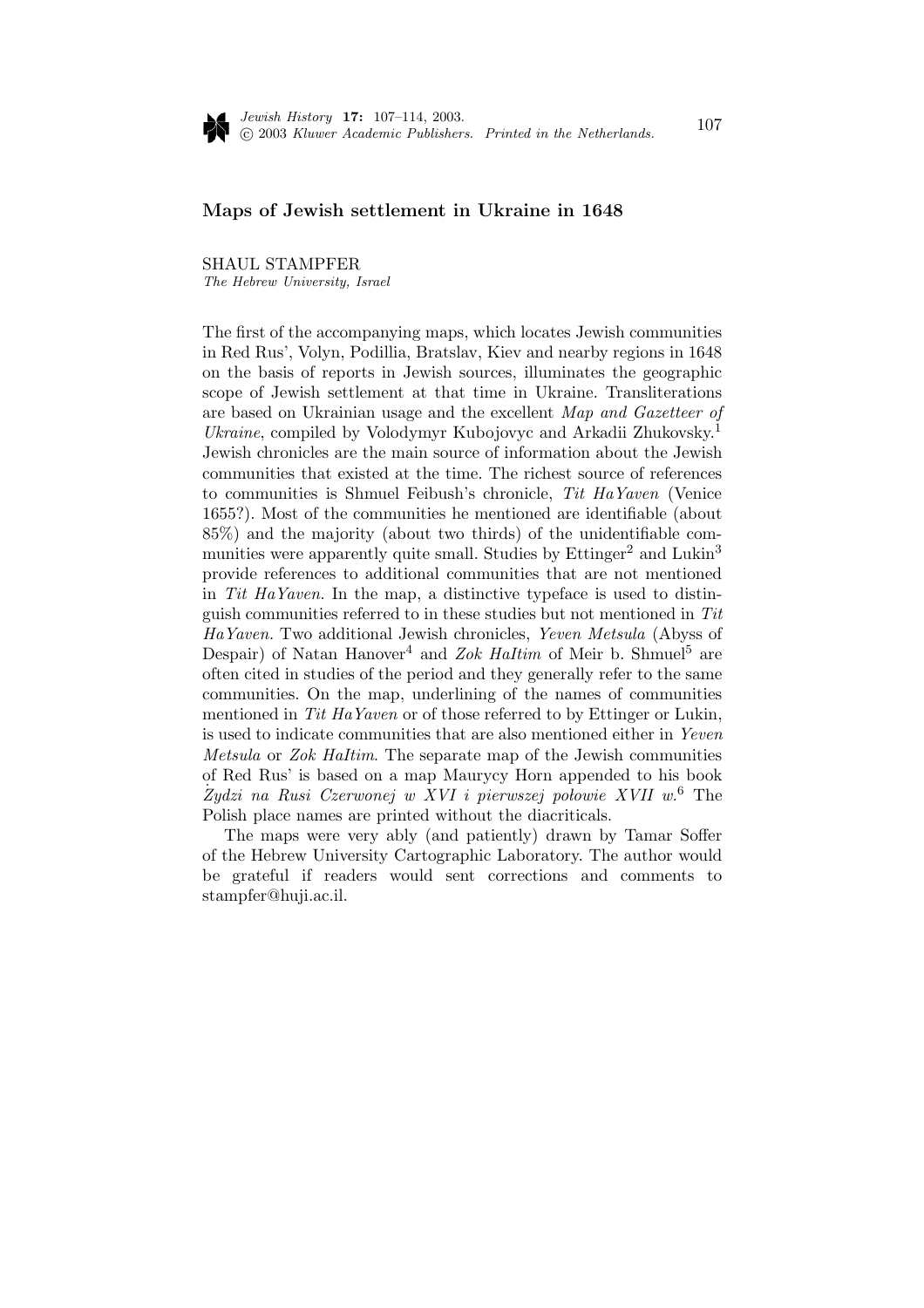## Maps of Jewish settlement in Ukraine in 1648

SHAUL STAMPFER
*The Hebrew University, Israel*

The first of the accompanying maps, which locates Jewish communities in Red Rus', Volyn, Podillia, Bratslav, Kiev and nearby regions in 1648 on the basis of reports in Jewish sources, illuminates the geographic scope of Jewish settlement at that time in Ukraine. Transliterations are based on Ukrainian usage and the excellent *Map and Gazetteer of Ukraine*, compiled by Volodymyr Kubojovyc and Arkadii Zhukovsky.[1] Jewish chronicles are the main source of information about the Jewish communities that existed at the time. The richest source of references to communities is Shmuel Feibush's chronicle, *Tit HaYaven* (Venice 1655?). Most of the communities he mentioned are identifiable (about 85%) and the majority (about two thirds) of the unidentifiable communities were apparently quite small. Studies by Ettinger[2] and Lukin[3] provide references to additional communities that are not mentioned in *Tit HaYaven.* In the map, a distinctive typeface is used to distinguish communities referred to in these studies but not mentioned in *Tit HaYaven.* Two additional Jewish chronicles, *Yeven Metsula* (Abyss of Despair) of Natan Hanover[4] and *Zok HaItim* of Meir b. Shmuel[5] are often cited in studies of the period and they generally refer to the same communities. On the map, underlining of the names of communities mentioned in *Tit HaYaven* or of those referred to by Ettinger or Lukin, is used to indicate communities that are also mentioned either in *Yeven Metsula* or *Zok HaItim*. The separate map of the Jewish communities of Red Rus' is based on a map Maurycy Horn appended to his book *Żydzi na Rusi Czerwonej w XVI i pierwszej połowie XVII w.*[6] The Polish place names are printed without the diacriticals.

The maps were very ably (and patiently) drawn by Tamar Soffer of the Hebrew University Cartographic Laboratory. The author would be grateful if readers would sent corrections and comments to stampfer@huji.ac.il.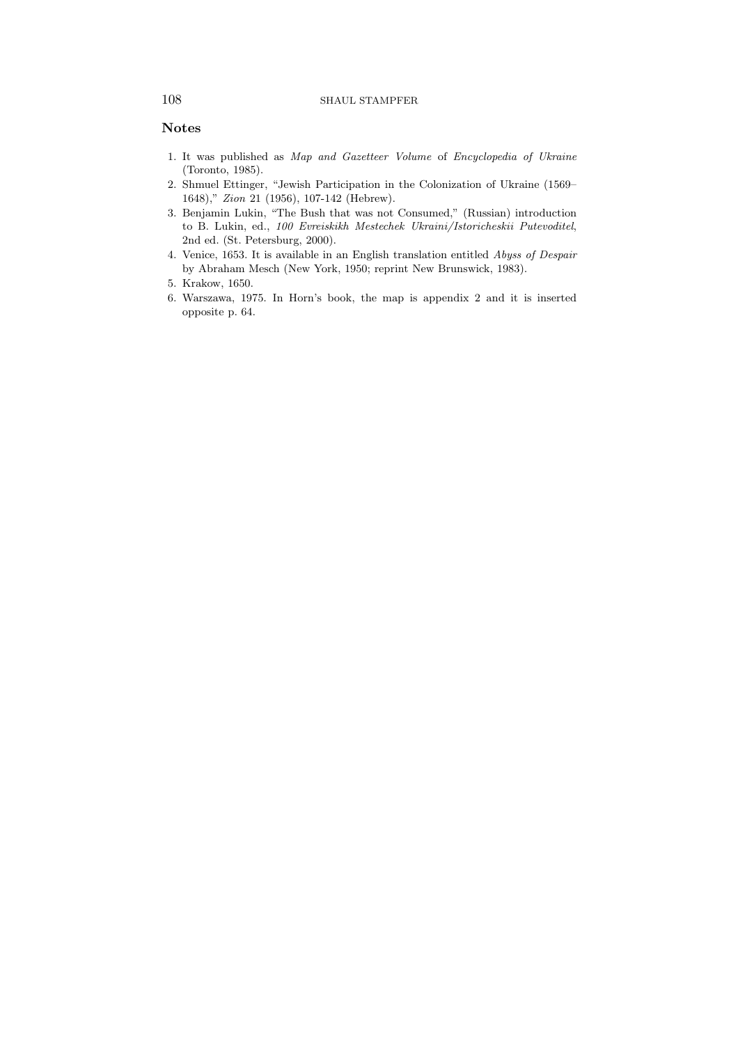## Notes

1. It was published as *Map and Gazetteer Volume* of *Encyclopedia of Ukraine* (Toronto, 1985).
2. Shmuel Ettinger, "Jewish Participation in the Colonization of Ukraine (1569–1648)," *Zion* 21 (1956), 107-142 (Hebrew).
3. Benjamin Lukin, "The Bush that was not Consumed," (Russian) introduction to B. Lukin, ed., *100 Evreiskikh Mestechek Ukraini/Istoricheskii Putevoditel*, 2nd ed. (St. Petersburg, 2000).
4. Venice, 1653. It is available in an English translation entitled *Abyss of Despair* by Abraham Mesch (New York, 1950; reprint New Brunswick, 1983).
5. Krakow, 1650.
6. Warszawa, 1975. In Horn's book, the map is appendix 2 and it is inserted opposite p. 64.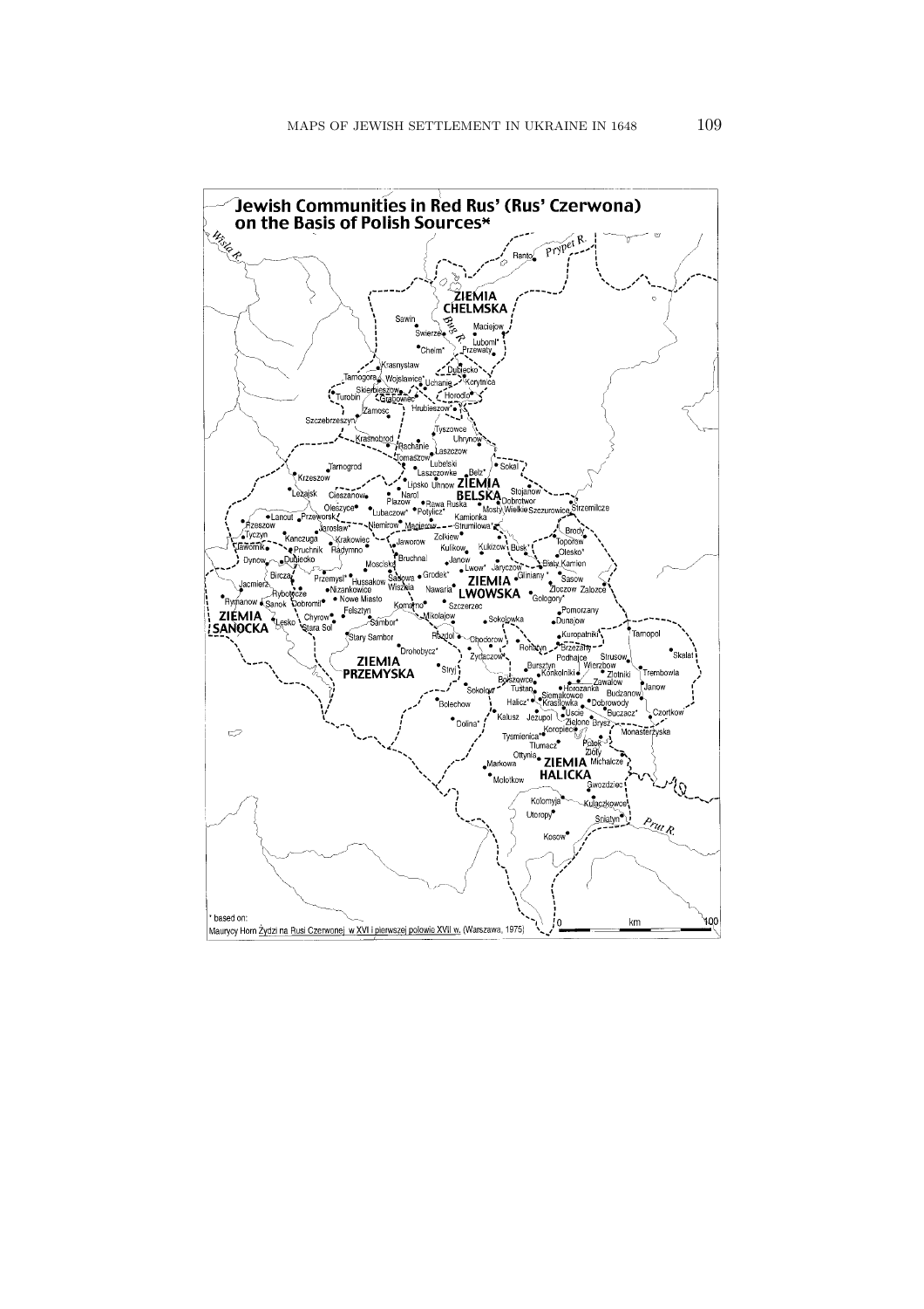# Jewish Communities in Red Rus' (Rus' Czerwona) on the Basis of Polish Sources*

\* based on:
Maurycy Horn Żydzi na Rusi Czerwonej w XVI i pierwszej połowie XVII w. (Warszawa, 1975)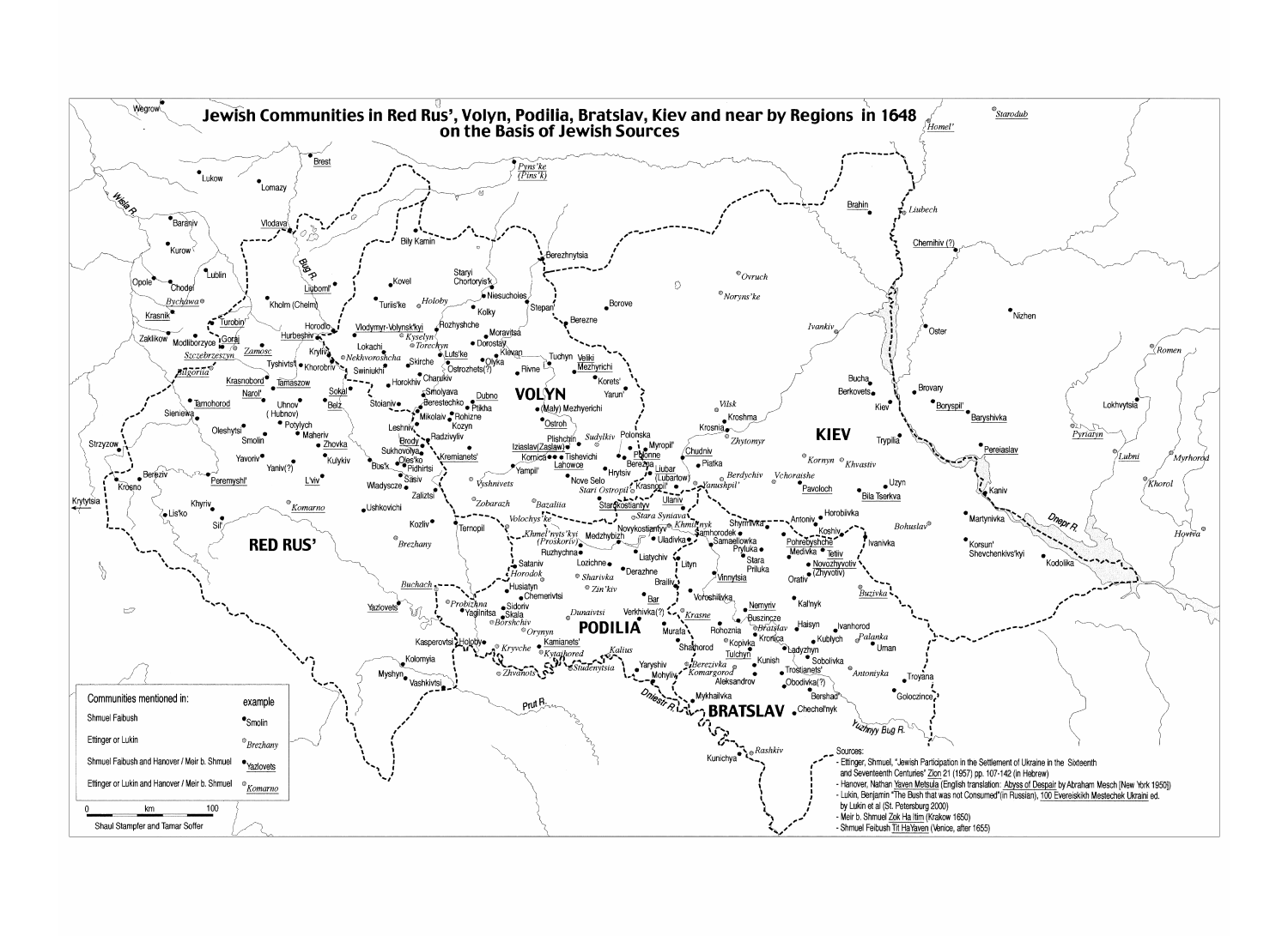# Jewish Communities in Red Rus', Volyn, Podilia, Bratslav, Kiev and near by Regions in 1648 on the Basis of Jewish Sources

RED RUS'

VOLYN

PODILIA

BRATSLAV

KIEV

Communities mentioned in: example

Shmuel Faibush — Smolin

Ettinger or Lukin — *Brezhany*

Shmuel Faibush and Hanover / Meir b. Shmuel — Yazlovets

Ettinger or Lukin and Hanover / Meir b. Shmuel — *Komarno*

0 km 100

Shaul Stampfer and Tamar Soffer

Sources:

- Ettinger, Shmuel, "Jewish Participation in the Settlement of Ukraine in the Sixteenth and Seventeenth Centuries" Zion 21 (1957) pp. 107-142 (in Hebrew)
- Hanover, Nathan Yaven Metsula (English translation: Abyss of Despair by Abraham Mesch [New York 1950])
- Lukin, Benjamin "The Bush that was not Consumed" (in Russian), 100 Evereiskikh Mestechek Ukraini ed. by Lukin et al (St. Petersburg 2000)
- Meir b. Shmuel Zok Ha Itim (Krakow 1650)
- Shmuel Feibush Tit HaYaven (Venice, after 1655)